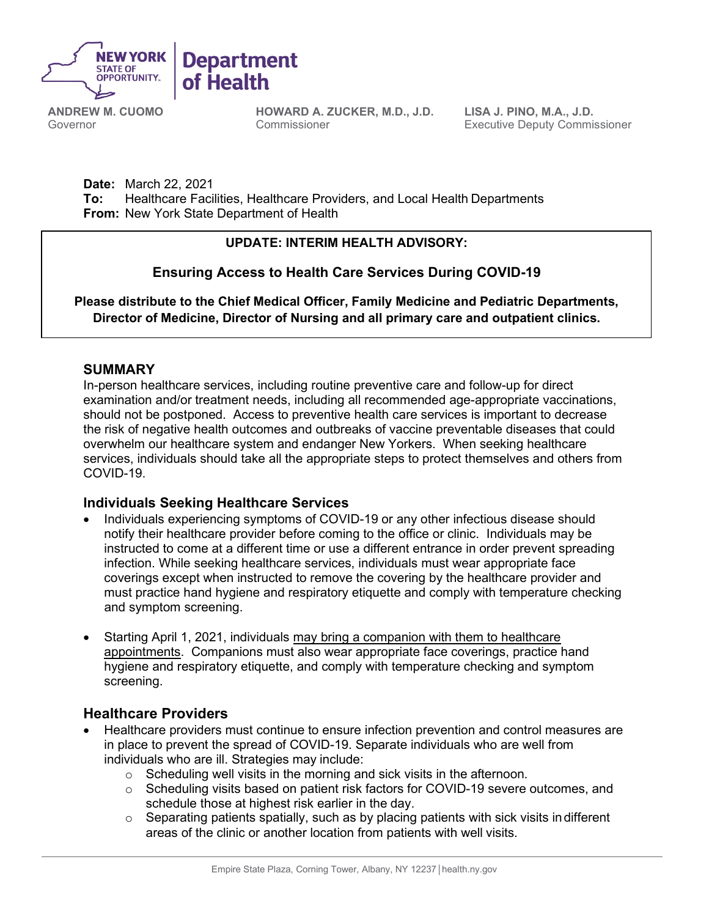NEW YORK STATE OF OPPORTUNITY. | Department of Health

**ANDREW M. CUOMO**
Governor

**HOWARD A. ZUCKER, M.D., J.D.**
Commissioner

**LISA J. PINO, M.A., J.D.**
Executive Deputy Commissioner

**Date:** March 22, 2021
**To:** Healthcare Facilities, Healthcare Providers, and Local Health Departments
**From:** New York State Department of Health

**UPDATE: INTERIM HEALTH ADVISORY:**

**Ensuring Access to Health Care Services During COVID-19**

**Please distribute to the Chief Medical Officer, Family Medicine and Pediatric Departments, Director of Medicine, Director of Nursing and all primary care and outpatient clinics.**

## SUMMARY

In-person healthcare services, including routine preventive care and follow-up for direct examination and/or treatment needs, including all recommended age-appropriate vaccinations, should not be postponed. Access to preventive health care services is important to decrease the risk of negative health outcomes and outbreaks of vaccine preventable diseases that could overwhelm our healthcare system and endanger New Yorkers. When seeking healthcare services, individuals should take all the appropriate steps to protect themselves and others from COVID-19.

### Individuals Seeking Healthcare Services

- Individuals experiencing symptoms of COVID-19 or any other infectious disease should notify their healthcare provider before coming to the office or clinic. Individuals may be instructed to come at a different time or use a different entrance in order prevent spreading infection. While seeking healthcare services, individuals must wear appropriate face coverings except when instructed to remove the covering by the healthcare provider and must practice hand hygiene and respiratory etiquette and comply with temperature checking and symptom screening.

- Starting April 1, 2021, individuals may bring a companion with them to healthcare appointments. Companions must also wear appropriate face coverings, practice hand hygiene and respiratory etiquette, and comply with temperature checking and symptom screening.

### Healthcare Providers

- Healthcare providers must continue to ensure infection prevention and control measures are in place to prevent the spread of COVID-19. Separate individuals who are well from individuals who are ill. Strategies may include:
  - Scheduling well visits in the morning and sick visits in the afternoon.
  - Scheduling visits based on patient risk factors for COVID-19 severe outcomes, and schedule those at highest risk earlier in the day.
  - Separating patients spatially, such as by placing patients with sick visits in different areas of the clinic or another location from patients with well visits.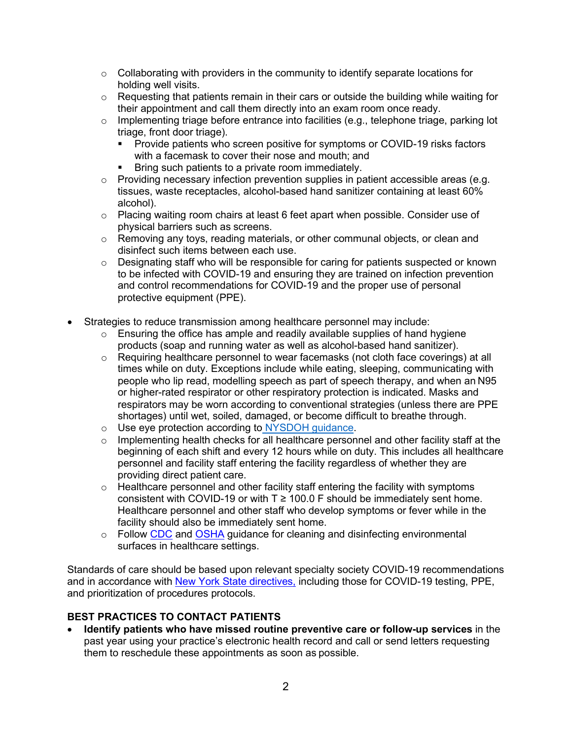- Collaborating with providers in the community to identify separate locations for holding well visits.
  - Requesting that patients remain in their cars or outside the building while waiting for their appointment and call them directly into an exam room once ready.
  - Implementing triage before entrance into facilities (e.g., telephone triage, parking lot triage, front door triage).
    - Provide patients who screen positive for symptoms or COVID-19 risks factors with a facemask to cover their nose and mouth; and
    - Bring such patients to a private room immediately.
  - Providing necessary infection prevention supplies in patient accessible areas (e.g. tissues, waste receptacles, alcohol-based hand sanitizer containing at least 60% alcohol).
  - Placing waiting room chairs at least 6 feet apart when possible. Consider use of physical barriers such as screens.
  - Removing any toys, reading materials, or other communal objects, or clean and disinfect such items between each use.
  - Designating staff who will be responsible for caring for patients suspected or known to be infected with COVID-19 and ensuring they are trained on infection prevention and control recommendations for COVID-19 and the proper use of personal protective equipment (PPE).

- Strategies to reduce transmission among healthcare personnel may include:
  - Ensuring the office has ample and readily available supplies of hand hygiene products (soap and running water as well as alcohol-based hand sanitizer).
  - Requiring healthcare personnel to wear facemasks (not cloth face coverings) at all times while on duty. Exceptions include while eating, sleeping, communicating with people who lip read, modelling speech as part of speech therapy, and when an N95 or higher-rated respirator or other respiratory protection is indicated. Masks and respirators may be worn according to conventional strategies (unless there are PPE shortages) until wet, soiled, damaged, or become difficult to breathe through.
  - Use eye protection according to NYSDOH guidance.
  - Implementing health checks for all healthcare personnel and other facility staff at the beginning of each shift and every 12 hours while on duty. This includes all healthcare personnel and facility staff entering the facility regardless of whether they are providing direct patient care.
  - Healthcare personnel and other facility staff entering the facility with symptoms consistent with COVID-19 or with T ≥ 100.0 F should be immediately sent home. Healthcare personnel and other staff who develop symptoms or fever while in the facility should also be immediately sent home.
  - Follow CDC and OSHA guidance for cleaning and disinfecting environmental surfaces in healthcare settings.

Standards of care should be based upon relevant specialty society COVID-19 recommendations and in accordance with New York State directives, including those for COVID-19 testing, PPE, and prioritization of procedures protocols.

**BEST PRACTICES TO CONTACT PATIENTS**

- **Identify patients who have missed routine preventive care or follow-up services** in the past year using your practice's electronic health record and call or send letters requesting them to reschedule these appointments as soon as possible.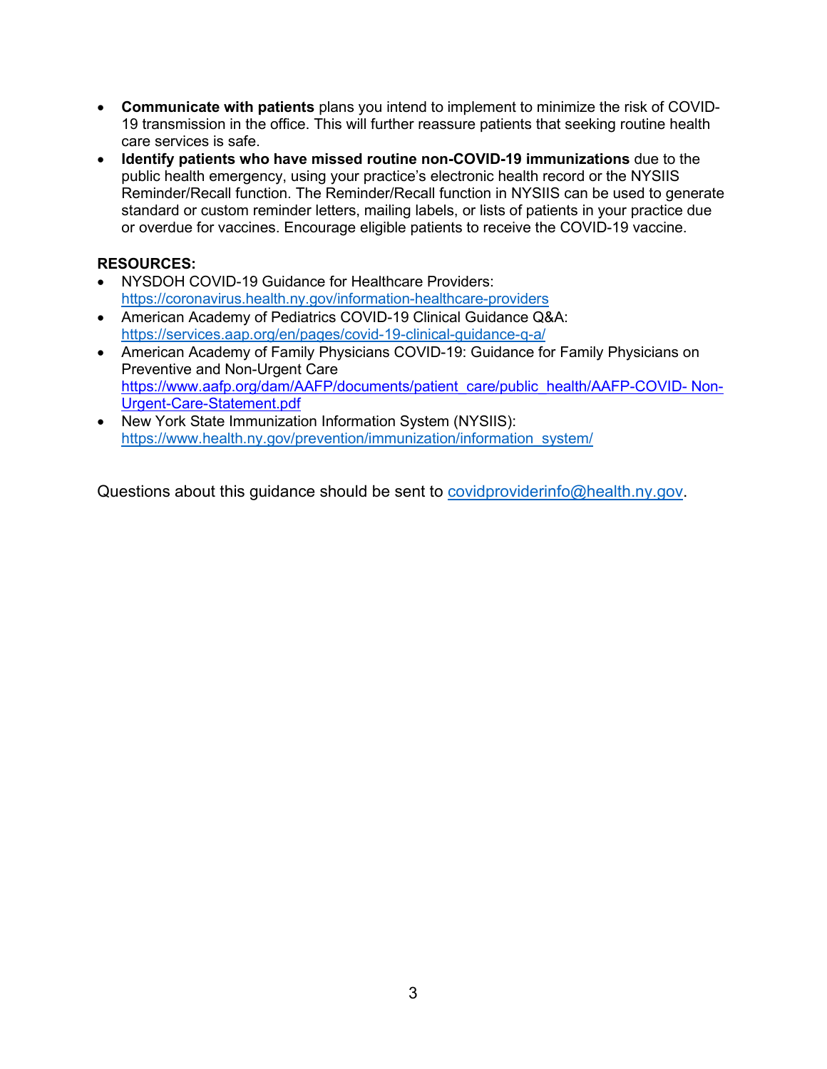- **Communicate with patients** plans you intend to implement to minimize the risk of COVID-19 transmission in the office. This will further reassure patients that seeking routine health care services is safe.
- **Identify patients who have missed routine non-COVID-19 immunizations** due to the public health emergency, using your practice's electronic health record or the NYSIIS Reminder/Recall function. The Reminder/Recall function in NYSIIS can be used to generate standard or custom reminder letters, mailing labels, or lists of patients in your practice due or overdue for vaccines. Encourage eligible patients to receive the COVID-19 vaccine.

**RESOURCES:**

- NYSDOH COVID-19 Guidance for Healthcare Providers: https://coronavirus.health.ny.gov/information-healthcare-providers
- American Academy of Pediatrics COVID-19 Clinical Guidance Q&A: https://services.aap.org/en/pages/covid-19-clinical-guidance-q-a/
- American Academy of Family Physicians COVID-19: Guidance for Family Physicians on Preventive and Non-Urgent Care https://www.aafp.org/dam/AAFP/documents/patient_care/public_health/AAFP-COVID- Non-Urgent-Care-Statement.pdf
- New York State Immunization Information System (NYSIIS): https://www.health.ny.gov/prevention/immunization/information_system/

Questions about this guidance should be sent to covidproviderinfo@health.ny.gov.